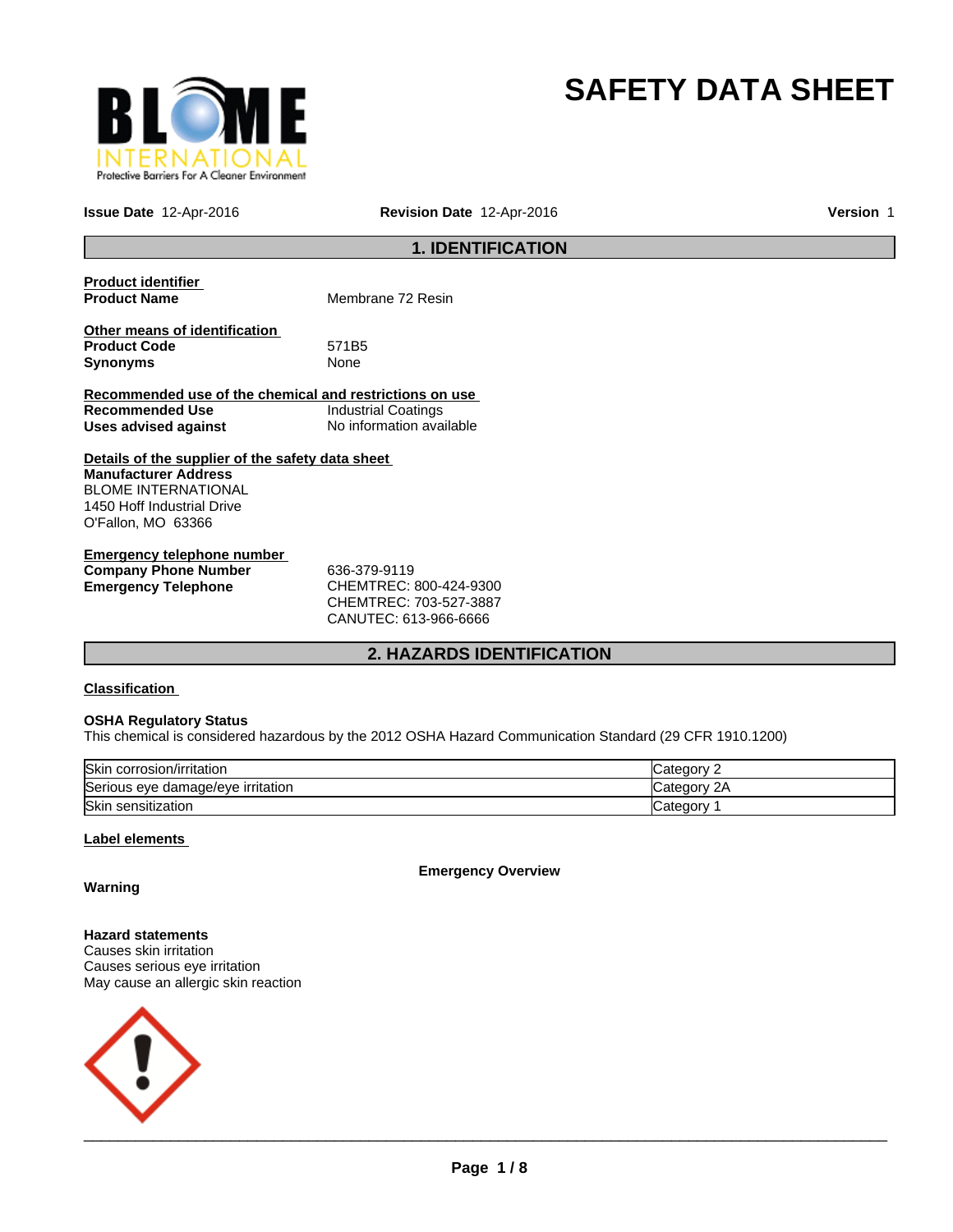# SAFETY DATA SHEET

**Issue Date** 12-Apr-2016 **Revision Date** 12-Apr-2016 **Version** 1

## 1. IDENTIFICATION

**Product identifier**

**Product Name** Membrane 72 Resin

**Other means of identification**

**Product Code** 571B5

**Synonyms** None

**Recommended use of the chemical and restrictions on use**

**Recommended Use** Industrial Coatings

**Uses advised against** No information available

**Details of the supplier of the safety data sheet**

**Manufacturer Address**
BLOME INTERNATIONAL
1450 Hoff Industrial Drive
O'Fallon, MO 63366

**Emergency telephone number**

**Company Phone Number** 636-379-9119

**Emergency Telephone** CHEMTREC: 800-424-9300
CHEMTREC: 703-527-3887
CANUTEC: 613-966-6666

## 2. HAZARDS IDENTIFICATION

**Classification**

**OSHA Regulatory Status**
This chemical is considered hazardous by the 2012 OSHA Hazard Communication Standard (29 CFR 1910.1200)

| | |
|---|---|
| Skin corrosion/irritation | Category 2 |
| Serious eye damage/eye irritation | Category 2A |
| Skin sensitization | Category 1 |

**Label elements**

**Emergency Overview**

**Warning**

**Hazard statements**
Causes skin irritation
Causes serious eye irritation
May cause an allergic skin reaction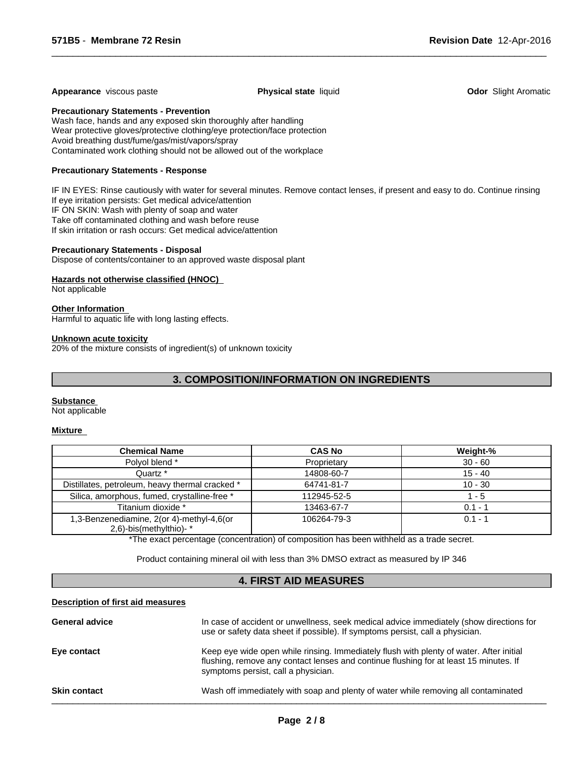**Appearance** viscous paste **Physical state** liquid **Odor** Slight Aromatic

**Precautionary Statements - Prevention**

Wash face, hands and any exposed skin thoroughly after handling
Wear protective gloves/protective clothing/eye protection/face protection
Avoid breathing dust/fume/gas/mist/vapors/spray
Contaminated work clothing should not be allowed out of the workplace

**Precautionary Statements - Response**

IF IN EYES: Rinse cautiously with water for several minutes. Remove contact lenses, if present and easy to do. Continue rinsing
If eye irritation persists: Get medical advice/attention
IF ON SKIN: Wash with plenty of soap and water
Take off contaminated clothing and wash before reuse
If skin irritation or rash occurs: Get medical advice/attention

**Precautionary Statements - Disposal**

Dispose of contents/container to an approved waste disposal plant

**Hazards not otherwise classified (HNOC)**

Not applicable

**Other Information**

Harmful to aquatic life with long lasting effects.

**Unknown acute toxicity**

20% of the mixture consists of ingredient(s) of unknown toxicity

## 3. COMPOSITION/INFORMATION ON INGREDIENTS

**Substance**

Not applicable

**Mixture**

| Chemical Name | CAS No | Weight-% |
|---|---|---|
| Polyol blend * | Proprietary | 30 - 60 |
| Quartz * | 14808-60-7 | 15 - 40 |
| Distillates, petroleum, heavy thermal cracked * | 64741-81-7 | 10 - 30 |
| Silica, amorphous, fumed, crystalline-free * | 112945-52-5 | 1 - 5 |
| Titanium dioxide * | 13463-67-7 | 0.1 - 1 |
| 1,3-Benzenediamine, 2(or 4)-methyl-4,6(or 2,6)-bis(methylthio)- * | 106264-79-3 | 0.1 - 1 |

*The exact percentage (concentration) of composition has been withheld as a trade secret.

Product containing mineral oil with less than 3% DMSO extract as measured by IP 346

## 4. FIRST AID MEASURES

**Description of first aid measures**

**General advice** In case of accident or unwellness, seek medical advice immediately (show directions for use or safety data sheet if possible). If symptoms persist, call a physician.

**Eye contact** Keep eye wide open while rinsing. Immediately flush with plenty of water. After initial flushing, remove any contact lenses and continue flushing for at least 15 minutes. If symptoms persist, call a physician.

**Skin contact** Wash off immediately with soap and plenty of water while removing all contaminated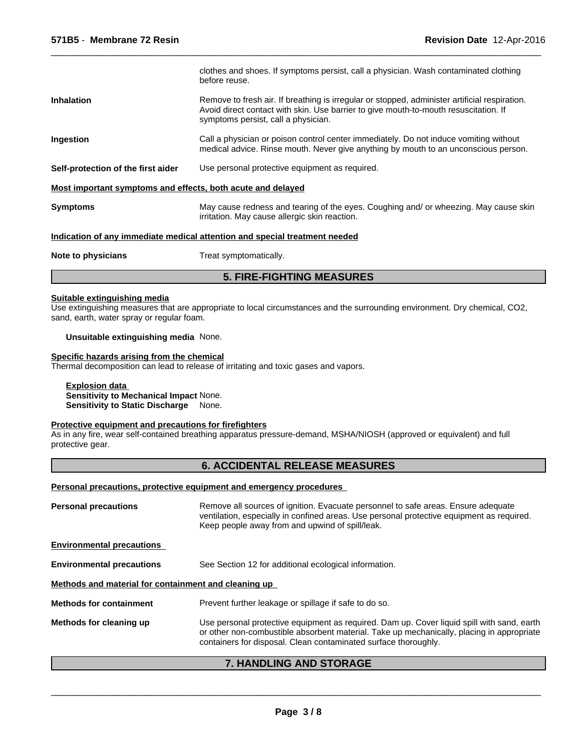clothes and shoes. If symptoms persist, call a physician. Wash contaminated clothing before reuse.

**Inhalation** Remove to fresh air. If breathing is irregular or stopped, administer artificial respiration. Avoid direct contact with skin. Use barrier to give mouth-to-mouth resuscitation. If symptoms persist, call a physician.

**Ingestion** Call a physician or poison control center immediately. Do not induce vomiting without medical advice. Rinse mouth. Never give anything by mouth to an unconscious person.

**Self-protection of the first aider** Use personal protective equipment as required.

**Most important symptoms and effects, both acute and delayed**

**Symptoms** May cause redness and tearing of the eyes. Coughing and/ or wheezing. May cause skin irritation. May cause allergic skin reaction.

**Indication of any immediate medical attention and special treatment needed**

**Note to physicians** Treat symptomatically.

## 5. FIRE-FIGHTING MEASURES

**Suitable extinguishing media**
Use extinguishing measures that are appropriate to local circumstances and the surrounding environment. Dry chemical, $CO_2$, sand, earth, water spray or regular foam.

**Unsuitable extinguishing media** None.

**Specific hazards arising from the chemical**
Thermal decomposition can lead to release of irritating and toxic gases and vapors.

**Explosion data**
**Sensitivity to Mechanical Impact** None.
**Sensitivity to Static Discharge** None.

**Protective equipment and precautions for firefighters**
As in any fire, wear self-contained breathing apparatus pressure-demand, MSHA/NIOSH (approved or equivalent) and full protective gear.

## 6. ACCIDENTAL RELEASE MEASURES

**Personal precautions, protective equipment and emergency procedures**

**Personal precautions** Remove all sources of ignition. Evacuate personnel to safe areas. Ensure adequate ventilation, especially in confined areas. Use personal protective equipment as required. Keep people away from and upwind of spill/leak.

**Environmental precautions**

**Environmental precautions** See Section 12 for additional ecological information.

**Methods and material for containment and cleaning up**

**Methods for containment** Prevent further leakage or spillage if safe to do so.

**Methods for cleaning up** Use personal protective equipment as required. Dam up. Cover liquid spill with sand, earth or other non-combustible absorbent material. Take up mechanically, placing in appropriate containers for disposal. Clean contaminated surface thoroughly.

## 7. HANDLING AND STORAGE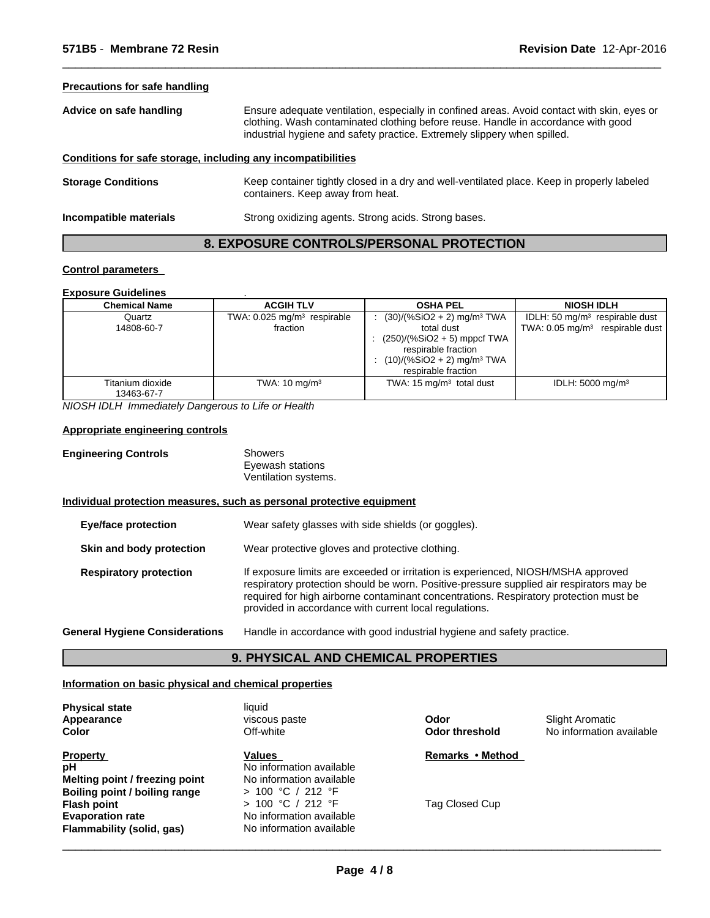#### Precautions for safe handling

**Advice on safe handling** Ensure adequate ventilation, especially in confined areas. Avoid contact with skin, eyes or clothing. Wash contaminated clothing before reuse. Handle in accordance with good industrial hygiene and safety practice. Extremely slippery when spilled.

#### Conditions for safe storage, including any incompatibilities

**Storage Conditions** Keep container tightly closed in a dry and well-ventilated place. Keep in properly labeled containers. Keep away from heat.

**Incompatible materials** Strong oxidizing agents. Strong acids. Strong bases.

## 8. EXPOSURE CONTROLS/PERSONAL PROTECTION

#### Control parameters

**Exposure Guidelines** .

| Chemical Name | ACGIH TLV | OSHA PEL | NIOSH IDLH |
|---|---|---|---|
| Quartz<br>14808-60-7 | TWA: 0.025 mg/m³ respirable fraction | : (30)/(%SiO2 + 2) mg/m³ TWA total dust<br>: (250)/(%SiO2 + 5) mppcf TWA respirable fraction<br>: (10)/(%SiO2 + 2) mg/m³ TWA respirable fraction | IDLH: 50 mg/m³ respirable dust<br>TWA: 0.05 mg/m³ respirable dust |
| Titanium dioxide<br>13463-67-7 | TWA: 10 mg/m³ | TWA: 15 mg/m³ total dust | IDLH: 5000 mg/m³ |

*NIOSH IDLH Immediately Dangerous to Life or Health*

#### Appropriate engineering controls

**Engineering Controls** Showers
Eyewash stations
Ventilation systems.

#### Individual protection measures, such as personal protective equipment

**Eye/face protection** Wear safety glasses with side shields (or goggles).

**Skin and body protection** Wear protective gloves and protective clothing.

**Respiratory protection** If exposure limits are exceeded or irritation is experienced, NIOSH/MSHA approved respiratory protection should be worn. Positive-pressure supplied air respirators may be required for high airborne contaminant concentrations. Respiratory protection must be provided in accordance with current local regulations.

**General Hygiene Considerations** Handle in accordance with good industrial hygiene and safety practice.

## 9. PHYSICAL AND CHEMICAL PROPERTIES

#### Information on basic physical and chemical properties

**Physical state** liquid
**Appearance** viscous paste
**Color** Off-white
**Odor** Slight Aromatic
**Odor threshold** No information available

| Property | Values | Remarks • Method |
|---|---|---|
| **pH** | No information available | |
| **Melting point / freezing point** | No information available | |
| **Boiling point / boiling range** | > 100 °C / 212 °F | |
| **Flash point** | > 100 °C / 212 °F | Tag Closed Cup |
| **Evaporation rate** | No information available | |
| **Flammability (solid, gas)** | No information available | |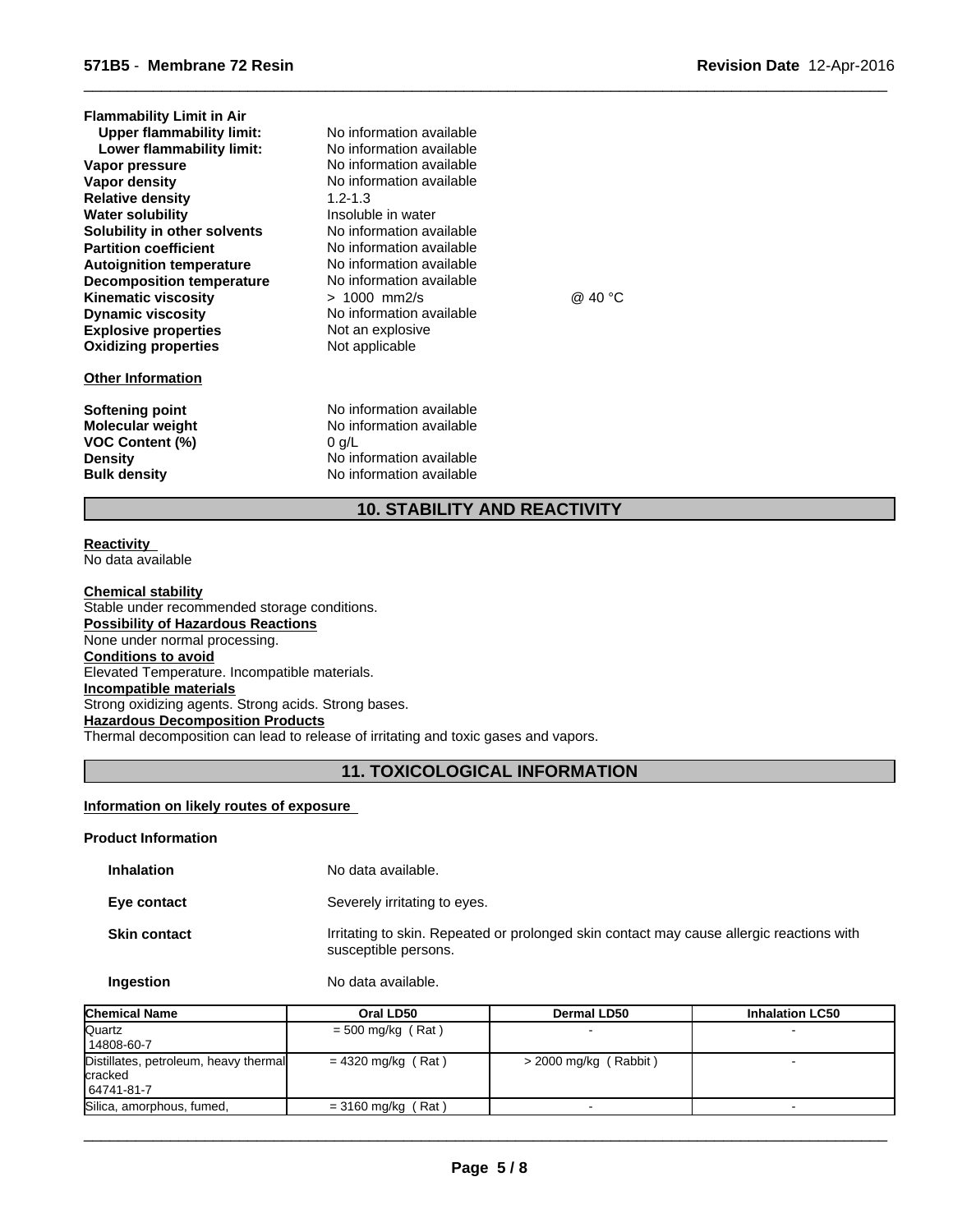| | | |
|---|---|---|
| **Flammability Limit in Air** | | |
| **Upper flammability limit:** | No information available | |
| **Lower flammability limit:** | No information available | |
| **Vapor pressure** | No information available | |
| **Vapor density** | No information available | |
| **Relative density** | 1.2-1.3 | |
| **Water solubility** | Insoluble in water | |
| **Solubility in other solvents** | No information available | |
| **Partition coefficient** | No information available | |
| **Autoignition temperature** | No information available | |
| **Decomposition temperature** | No information available | |
| **Kinematic viscosity** | > 1000 mm2/s | @ 40 °C |
| **Dynamic viscosity** | No information available | |
| **Explosive properties** | Not an explosive | |
| **Oxidizing properties** | Not applicable | |

**Other Information**

| | |
|---|---|
| **Softening point** | No information available |
| **Molecular weight** | No information available |
| **VOC Content (%)** | 0 g/L |
| **Density** | No information available |
| **Bulk density** | No information available |

## 10. STABILITY AND REACTIVITY

**Reactivity**
No data available

**Chemical stability**
Stable under recommended storage conditions.

**Possibility of Hazardous Reactions**
None under normal processing.

**Conditions to avoid**
Elevated Temperature. Incompatible materials.

**Incompatible materials**
Strong oxidizing agents. Strong acids. Strong bases.

**Hazardous Decomposition Products**
Thermal decomposition can lead to release of irritating and toxic gases and vapors.

## 11. TOXICOLOGICAL INFORMATION

**Information on likely routes of exposure**

**Product Information**

| | |
|---|---|
| **Inhalation** | No data available. |
| **Eye contact** | Severely irritating to eyes. |
| **Skin contact** | Irritating to skin. Repeated or prolonged skin contact may cause allergic reactions with susceptible persons. |
| **Ingestion** | No data available. |

| Chemical Name | Oral LD50 | Dermal LD50 | Inhalation LC50 |
|---|---|---|---|
| Quartz 14808-60-7 | = 500 mg/kg ( Rat ) | - | - |
| Distillates, petroleum, heavy thermal cracked 64741-81-7 | = 4320 mg/kg ( Rat ) | > 2000 mg/kg ( Rabbit ) | - |
| Silica, amorphous, fumed, | = 3160 mg/kg ( Rat ) | - | - |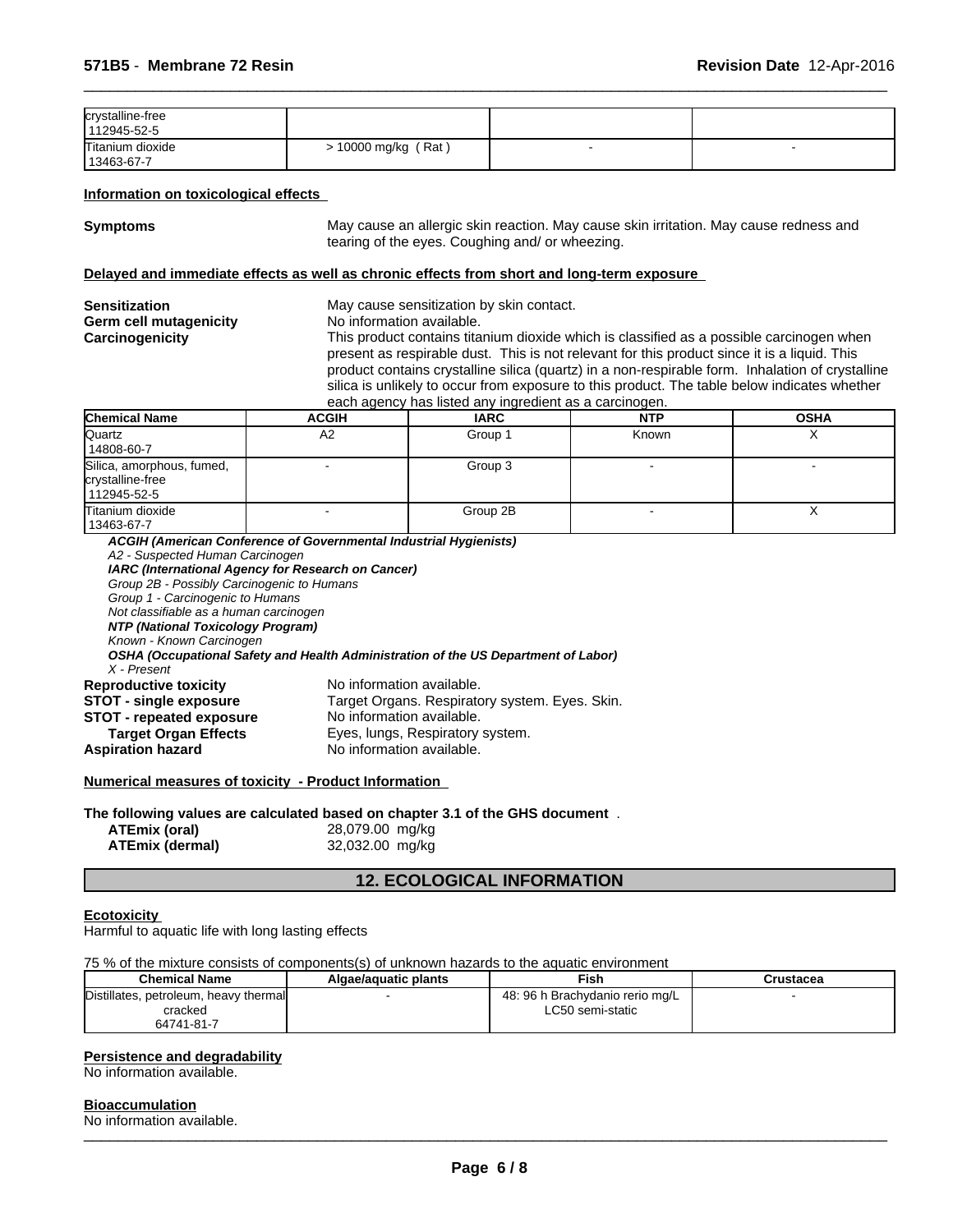| | | | |
|---|---|---|---|
| crystalline-free 112945-52-5 | | | |
| Titanium dioxide 13463-67-7 | > 10000 mg/kg ( Rat ) | - | - |

**Information on toxicological effects**

**Symptoms** May cause an allergic skin reaction. May cause skin irritation. May cause redness and tearing of the eyes. Coughing and/ or wheezing.

**Delayed and immediate effects as well as chronic effects from short and long-term exposure**

**Sensitization** May cause sensitization by skin contact.

**Germ cell mutagenicity** No information available.

**Carcinogenicity** This product contains titanium dioxide which is classified as a possible carcinogen when present as respirable dust. This is not relevant for this product since it is a liquid. This product contains crystalline silica (quartz) in a non-respirable form. Inhalation of crystalline silica is unlikely to occur from exposure to this product. The table below indicates whether each agency has listed any ingredient as a carcinogen.

| Chemical Name | ACGIH | IARC | NTP | OSHA |
|---|---|---|---|---|
| Quartz 14808-60-7 | A2 | Group 1 | Known | X |
| Silica, amorphous, fumed, crystalline-free 112945-52-5 | - | Group 3 | - | - |
| Titanium dioxide 13463-67-7 | - | Group 2B | - | X |

***ACGIH (American Conference of Governmental Industrial Hygienists)***
*A2 - Suspected Human Carcinogen*
***IARC (International Agency for Research on Cancer)***
*Group 2B - Possibly Carcinogenic to Humans*
*Group 1 - Carcinogenic to Humans*
*Not classifiable as a human carcinogen*
***NTP (National Toxicology Program)***
*Known - Known Carcinogen*
***OSHA (Occupational Safety and Health Administration of the US Department of Labor)***
*X - Present*

**Reproductive toxicity** No information available.

**STOT - single exposure** Target Organs. Respiratory system. Eyes. Skin.

**STOT - repeated exposure** No information available.

**Target Organ Effects** Eyes, lungs, Respiratory system.

**Aspiration hazard** No information available.

**Numerical measures of toxicity - Product Information**

**The following values are calculated based on chapter 3.1 of the GHS document** .

**ATEmix (oral)** 28,079.00 mg/kg
**ATEmix (dermal)** 32,032.00 mg/kg

## 12. ECOLOGICAL INFORMATION

**Ecotoxicity**

Harmful to aquatic life with long lasting effects

75 % of the mixture consists of components(s) of unknown hazards to the aquatic environment

| Chemical Name | Algae/aquatic plants | Fish | Crustacea |
|---|---|---|---|
| Distillates, petroleum, heavy thermal cracked 64741-81-7 | - | 48: 96 h Brachydanio rerio mg/L LC50 semi-static | - |

**Persistence and degradability**

No information available.

**Bioaccumulation**

No information available.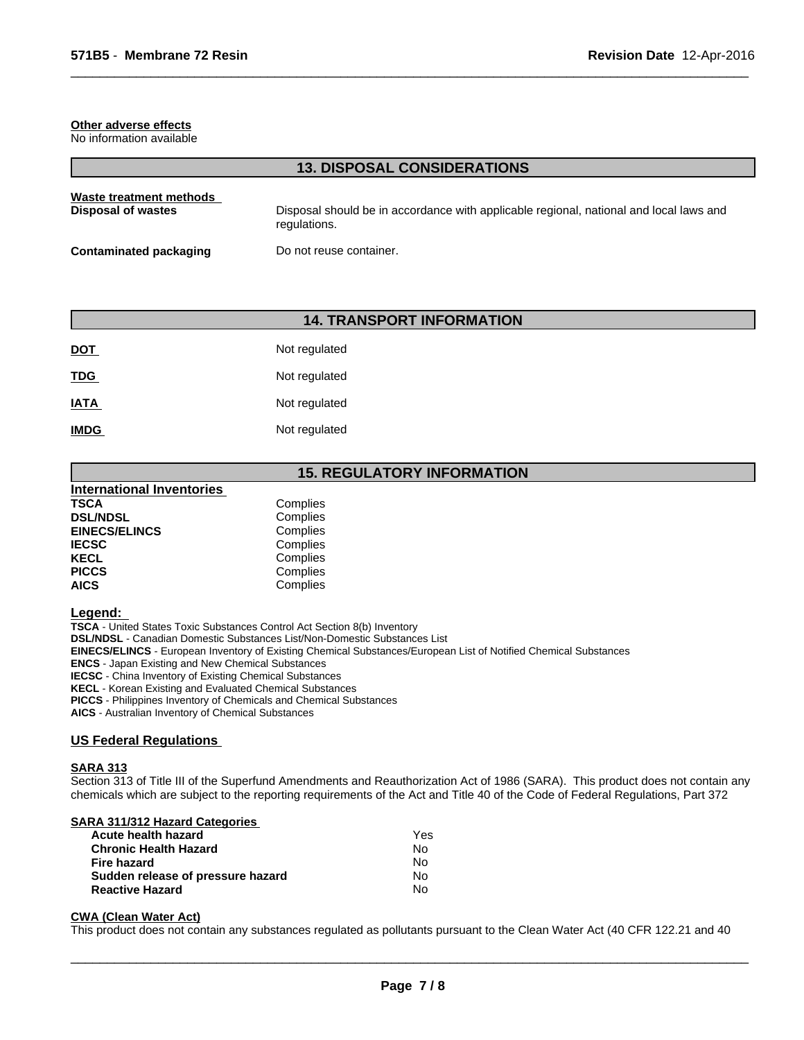**Other adverse effects**
No information available

## 13. DISPOSAL CONSIDERATIONS

**Waste treatment methods**

| | |
|---|---|
| **Disposal of wastes** | Disposal should be in accordance with applicable regional, national and local laws and regulations. |
| **Contaminated packaging** | Do not reuse container. |

## 14. TRANSPORT INFORMATION

| | |
|---|---|
| **DOT** | Not regulated |
| **TDG** | Not regulated |
| **IATA** | Not regulated |
| **IMDG** | Not regulated |

## 15. REGULATORY INFORMATION

**International Inventories**

| | |
|---|---|
| **TSCA** | Complies |
| **DSL/NDSL** | Complies |
| **EINECS/ELINCS** | Complies |
| **IECSC** | Complies |
| **KECL** | Complies |
| **PICCS** | Complies |
| **AICS** | Complies |

**Legend:**

**TSCA** - United States Toxic Substances Control Act Section 8(b) Inventory
**DSL/NDSL** - Canadian Domestic Substances List/Non-Domestic Substances List
**EINECS/ELINCS** - European Inventory of Existing Chemical Substances/European List of Notified Chemical Substances
**ENCS** - Japan Existing and New Chemical Substances
**IECSC** - China Inventory of Existing Chemical Substances
**KECL** - Korean Existing and Evaluated Chemical Substances
**PICCS** - Philippines Inventory of Chemicals and Chemical Substances
**AICS** - Australian Inventory of Chemical Substances

### US Federal Regulations

**SARA 313**
Section 313 of Title III of the Superfund Amendments and Reauthorization Act of 1986 (SARA). This product does not contain any chemicals which are subject to the reporting requirements of the Act and Title 40 of the Code of Federal Regulations, Part 372

**SARA 311/312 Hazard Categories**

| | |
|---|---|
| **Acute health hazard** | Yes |
| **Chronic Health Hazard** | No |
| **Fire hazard** | No |
| **Sudden release of pressure hazard** | No |
| **Reactive Hazard** | No |

**CWA (Clean Water Act)**
This product does not contain any substances regulated as pollutants pursuant to the Clean Water Act (40 CFR 122.21 and 40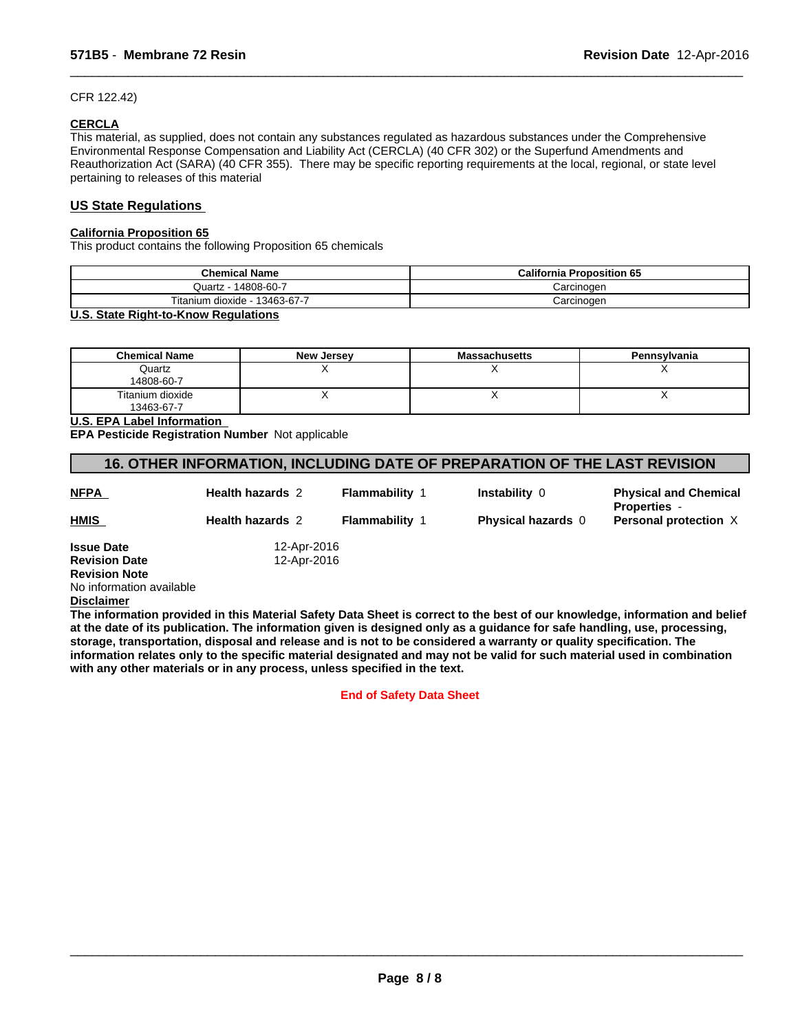CFR 122.42)

**CERCLA**

This material, as supplied, does not contain any substances regulated as hazardous substances under the Comprehensive Environmental Response Compensation and Liability Act (CERCLA) (40 CFR 302) or the Superfund Amendments and Reauthorization Act (SARA) (40 CFR 355). There may be specific reporting requirements at the local, regional, or state level pertaining to releases of this material

## US State Regulations

**California Proposition 65**

This product contains the following Proposition 65 chemicals

| Chemical Name | California Proposition 65 |
| --- | --- |
| Quartz - 14808-60-7 | Carcinogen |
| Titanium dioxide - 13463-67-7 | Carcinogen |

**U.S. State Right-to-Know Regulations**

| Chemical Name | New Jersey | Massachusetts | Pennsylvania |
| --- | --- | --- | --- |
| Quartz 14808-60-7 | X | X | X |
| Titanium dioxide 13463-67-7 | X | X | X |

**U.S. EPA Label Information**

**EPA Pesticide Registration Number** Not applicable

## 16. OTHER INFORMATION, INCLUDING DATE OF PREPARATION OF THE LAST REVISION

| | | | | |
| --- | --- | --- | --- | --- |
| **NFPA** | **Health hazards** 2 | **Flammability** 1 | **Instability** 0 | **Physical and Chemical Properties** - |
| **HMIS** | **Health hazards** 2 | **Flammability** 1 | **Physical hazards** 0 | **Personal protection** X |

**Issue Date** 12-Apr-2016
**Revision Date** 12-Apr-2016
**Revision Note**
No information available

**Disclaimer**

**The information provided in this Material Safety Data Sheet is correct to the best of our knowledge, information and belief at the date of its publication. The information given is designed only as a guidance for safe handling, use, processing, storage, transportation, disposal and release and is not to be considered a warranty or quality specification. The information relates only to the specific material designated and may not be valid for such material used in combination with any other materials or in any process, unless specified in the text.**

**End of Safety Data Sheet**